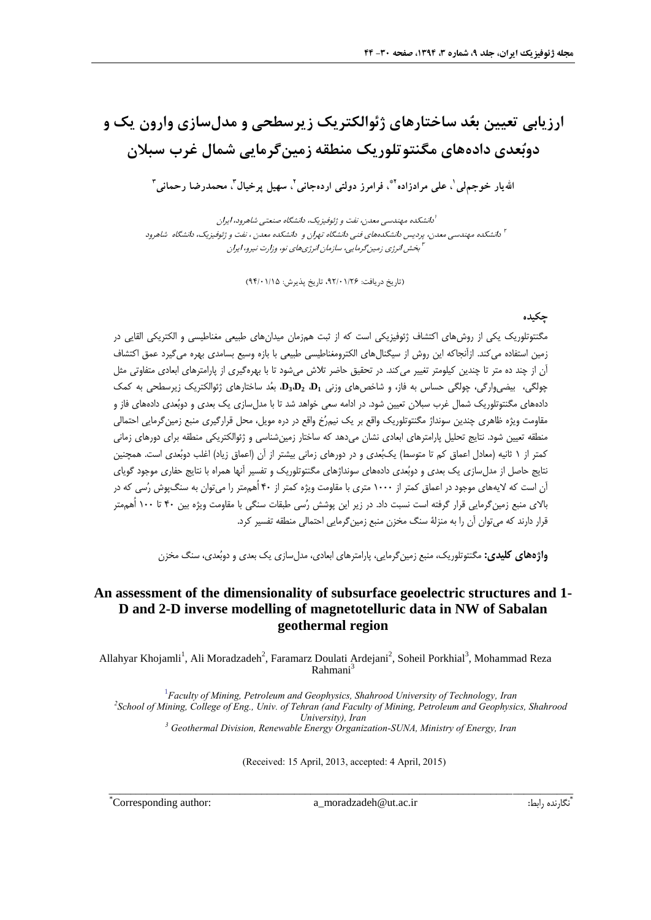# ارزیابی تعیین بُعد ساختارهای ژئوالکتریک زیرسطحی و مدل‌سازی وارون یک و دوبُعدی داده‌های مگنتوتلوریک منطقه زمین‌گرمایی شمال غرب سبلان

اله‌یار خوجملی[1]، علی مرادزاده[2*]، فرامرز دولتی اردجانی[2]، سهیل پرخیال[3]، محمدرضا رحمانی[3]

[1] دانشکده مهندسی معدن، نفت و ژئوفیزیک، دانشگاه صنعتی شاهرود، ایران

[2] دانشکده مهندسی معدن، پردیس دانشکده‌های فنی دانشگاه تهران و دانشکده معدن، نفت و ژئوفیزیک، دانشگاه شاهرود

[3] بخش انرژی زمین‌گرمایی، سازمان انرژی‌های نو، وزارت نیرو، ایران

(تاریخ دریافت: ۹۲/۰۱/۲۶، تاریخ پذیرش: ۹۴/۰۱/۱۵)

## چکیده

مگنتوتلوریک یکی از روش‌های اکتشاف ژئوفیزیکی است که از ثبت هم‌زمان میدان‌های طبیعی مغناطیسی و الکتریکی القایی در زمین استفاده می‌کند. ازآنجاکه این روش از سیگنال‌های الکترومغناطیسی طبیعی با بازه وسیع بسامدی بهره می‌گیرد عمق اکتشاف آن از چند ده متر تا چندین کیلومتر تغییر می‌کند. در تحقیق حاضر تلاش می‌شود تا با بهره‌گیری از پارامترهای ابعادی متفاوتی مثل چولگی، بیضی‌وارگی، چولگی حساس به فاز، و شاخص‌های وزنی $D_1$، $D_2$، $D_3$، بعُد ساختارهای ژئوالکتریک زیرسطحی به کمک داده‌های مگنتوتلوریک شمال غرب سبلان تعیین شود. در ادامه سعی خواهد شد تا با مدل‌سازی یک بعدی و دوبُعدی داده‌های فاز و مقاومت ویژه ظاهری چندین سونداژ مگنتوتلوریک واقع بر یک نیم‌رُخ واقع در دره مویل، محل قرارگیری منبع زمین‌گرمایی احتمالی منطقه تعیین شود. نتایج تحلیل پارامترهای ابعادی نشان می‌دهد که ساختار زمین‌شناسی و ژئوالکتریکی منطقه برای دورهای زمانی کمتر از ۱ ثانیه (معادل اعماق کم تا متوسط) یک‌بُعدی و در دورهای زمانی بیشتر از آن (اعماق زیاد) اغلب دوبُعدی است. همچنین نتایج حاصل از مدل‌سازی یک بعدی و دوبُعدی داده‌های سونداژهای مگنتوتلوریک و تفسیر آنها همراه با نتایج حفاری موجود گویای آن است که لایه‌های موجود در اعماق کمتر از ۱۰۰۰ متری با مقاومت ویژه کمتر از ۴۰ اُهم‌متر را می‌توان به سنگ‌پوش رُسی که در بالای منبع زمین‌گرمایی قرار گرفته است نسبت داد. در زیر این پوشش رُسی طبقات سنگی با مقاومت ویژه بین ۴۰ تا ۱۰۰ اُهم‌متر قرار دارند که می‌توان آن را به منزلهٔ سنگ مخزن منبع زمین‌گرمایی احتمالی منطقه تفسیر کرد.

**واژه‌های کلیدی:** مگنتوتلوریک، منبع زمین‌گرمایی، پارامترهای ابعادی، مدل‌سازی یک بعدی و دوبُعدی، سنگ مخزن

# An assessment of the dimensionality of subsurface geoelectric structures and 1-D and 2-D inverse modelling of magnetotelluric data in NW of Sabalan geothermal region

Allahyar Khojamli[1], Ali Moradzadeh[2], Faramarz Doulati Ardejani[2], Soheil Porkhial[3], Mohammad Reza Rahmani[3]

[1] *Faculty of Mining, Petroleum and Geophysics, Shahrood University of Technology, Iran*

[2] *School of Mining, College of Eng., Univ. of Tehran (and Faculty of Mining, Petroleum and Geophysics, Shahrood University), Iran*

[3] *Geothermal Division, Renewable Energy Organization-SUNA, Ministry of Energy, Iran*

(Received: 15 April, 2013, accepted: 4 April, 2015)

*Corresponding author: a_moradzadeh@ut.ac.ir نگارنده رابط:*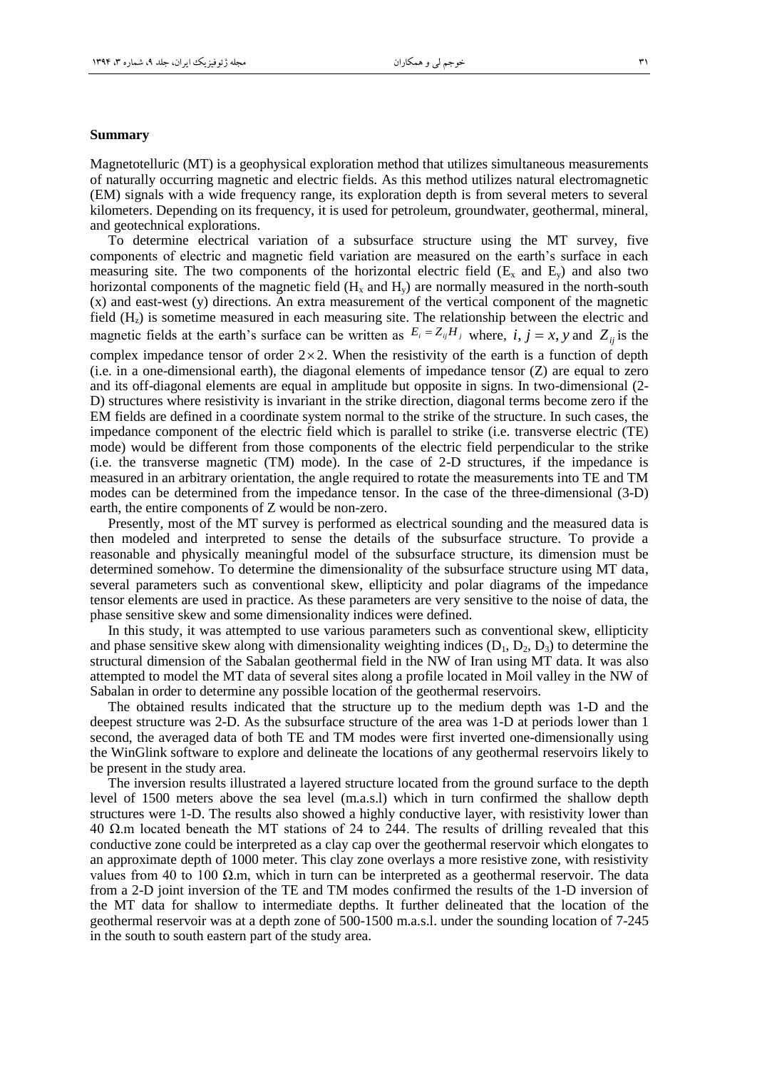**Summary**

Magnetotelluric (MT) is a geophysical exploration method that utilizes simultaneous measurements of naturally occurring magnetic and electric fields. As this method utilizes natural electromagnetic (EM) signals with a wide frequency range, its exploration depth is from several meters to several kilometers. Depending on its frequency, it is used for petroleum, groundwater, geothermal, mineral, and geotechnical explorations.

To determine electrical variation of a subsurface structure using the MT survey, five components of electric and magnetic field variation are measured on the earth's surface in each measuring site. The two components of the horizontal electric field ($E_x$ and $E_y$) and also two horizontal components of the magnetic field ($H_x$ and $H_y$) are normally measured in the north-south (x) and east-west (y) directions. An extra measurement of the vertical component of the magnetic field ($H_z$) is sometime measured in each measuring site. The relationship between the electric and magnetic fields at the earth's surface can be written as $E_i = Z_{ij} H_j$ where, $i, j = x, y$ and $Z_{ij}$ is the complex impedance tensor of order $2 \times 2$. When the resistivity of the earth is a function of depth (i.e. in a one-dimensional earth), the diagonal elements of impedance tensor (Z) are equal to zero and its off-diagonal elements are equal in amplitude but opposite in signs. In two-dimensional (2-D) structures where resistivity is invariant in the strike direction, diagonal terms become zero if the EM fields are defined in a coordinate system normal to the strike of the structure. In such cases, the impedance component of the electric field which is parallel to strike (i.e. transverse electric (TE) mode) would be different from those components of the electric field perpendicular to the strike (i.e. the transverse magnetic (TM) mode). In the case of 2-D structures, if the impedance is measured in an arbitrary orientation, the angle required to rotate the measurements into TE and TM modes can be determined from the impedance tensor. In the case of the three-dimensional (3-D) earth, the entire components of Z would be non-zero.

Presently, most of the MT survey is performed as electrical sounding and the measured data is then modeled and interpreted to sense the details of the subsurface structure. To provide a reasonable and physically meaningful model of the subsurface structure, its dimension must be determined somehow. To determine the dimensionality of the subsurface structure using MT data, several parameters such as conventional skew, ellipticity and polar diagrams of the impedance tensor elements are used in practice. As these parameters are very sensitive to the noise of data, the phase sensitive skew and some dimensionality indices were defined.

In this study, it was attempted to use various parameters such as conventional skew, ellipticity and phase sensitive skew along with dimensionality weighting indices ($D_1$, $D_2$, $D_3$) to determine the structural dimension of the Sabalan geothermal field in the NW of Iran using MT data. It was also attempted to model the MT data of several sites along a profile located in Moil valley in the NW of Sabalan in order to determine any possible location of the geothermal reservoirs.

The obtained results indicated that the structure up to the medium depth was 1-D and the deepest structure was 2-D. As the subsurface structure of the area was 1-D at periods lower than 1 second, the averaged data of both TE and TM modes were first inverted one-dimensionally using the WinGlink software to explore and delineate the locations of any geothermal reservoirs likely to be present in the study area.

The inversion results illustrated a layered structure located from the ground surface to the depth level of 1500 meters above the sea level (m.a.s.l) which in turn confirmed the shallow depth structures were 1-D. The results also showed a highly conductive layer, with resistivity lower than 40 Ω.m located beneath the MT stations of 24 to 244. The results of drilling revealed that this conductive zone could be interpreted as a clay cap over the geothermal reservoir which elongates to an approximate depth of 1000 meter. This clay zone overlays a more resistive zone, with resistivity values from 40 to 100 Ω.m, which in turn can be interpreted as a geothermal reservoir. The data from a 2-D joint inversion of the TE and TM modes confirmed the results of the 1-D inversion of the MT data for shallow to intermediate depths. It further delineated that the location of the geothermal reservoir was at a depth zone of 500-1500 m.a.s.l. under the sounding location of 7-245 in the south to south eastern part of the study area.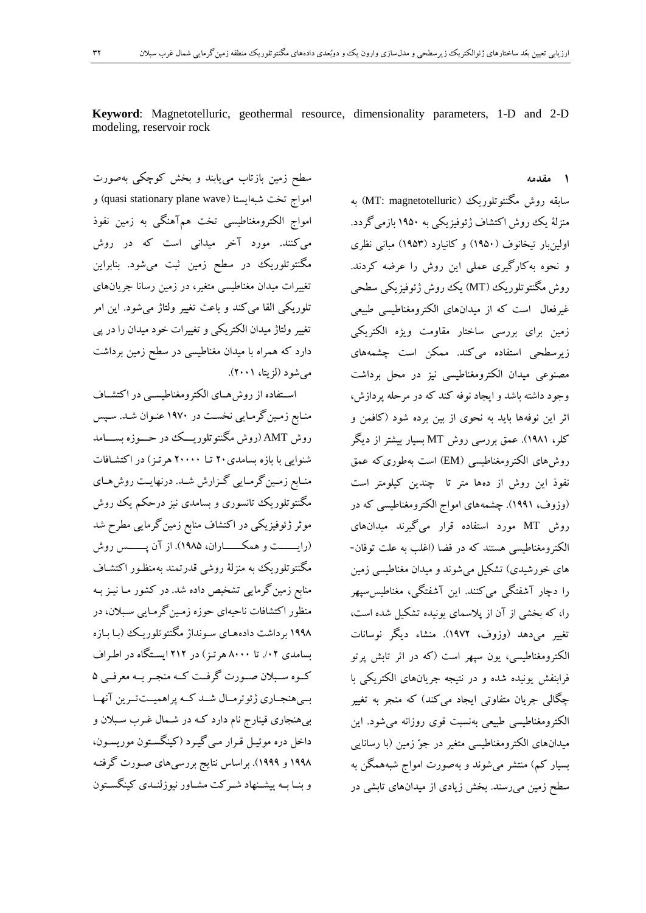**Keyword**: Magnetotelluric, geothermal resource, dimensionality parameters, 1-D and 2-D modeling, reservoir rock

## ۱ مقدمه

سابقه روش مگنتوتلوریک (MT: magnetotelluric) به منزلۀ یک روش اکتشاف ژئوفیزیکی به ۱۹۵۰ بازمی‌گردد. اولین‌بار تیخانوف (۱۹۵۰) و کانیارد (۱۹۵۳) مبانی نظری و نحوه به‌کارگیری عملی این روش را عرضه کردند. روش مگنتوتلوریک (MT) یک روش ژئوفیزیکی سطحی غیرفعال است که از میدان‌های الکترومغناطیسی طبیعی زمین برای بررسی ساختار مقاومت ویژه الکتریکی زیرسطحی استفاده می‌کند. ممکن است چشمه‌های مصنوعی میدان الکترومغناطیسی نیز در محل برداشت وجود داشته باشد و ایجاد نوفه کند که در مرحله پردازش، اثر این نوفه‌ها باید به نحوی از بین برده شود (کافمن و کلر، ۱۹۸۱). عمق بررسی روش MT بسیار بیشتر از دیگر روش‌های الکترومغناطیسی (EM) است به‌طوری‌که عمق نفوذ این روش از ده‌ها متر تا چندین کیلومتر است (وزوف، ۱۹۹۱). چشمه‌های امواج الکترومغناطیسی که در روش MT مورد استفاده قرار می‌گیرند میدان‌های الکترومغناطیسی هستند که در فضا (اغلب به علت توفان-های خورشیدی) تشکیل می‌شوند و میدان مغناطیسی زمین را دچار آشفتگی می‌کنند. این آشفتگی، مغناطیس‌سپهر را، که بخشی از آن از پلاسمای یونیده تشکیل شده است، تغییر می‌دهد (وزوف، ۱۹۷۲). منشاء دیگر نوسانات الکترومغناطیسی، یون سپهر است (که در اثر تابش پرتو فرابنفش یونیده شده و در نتیجه جریان‌های الکتریکی با چگالی جریان متفاوتی ایجاد می‌کند) که منجر به تغییر الکترومغناطیسی طبیعی به‌نسبت قوی روزانه می‌شود. این میدان‌های الکترومغناطیسی متغیر در جوّ زمین (با رسانایی بسیار کم) منتشر می‌شوند و به‌صورت امواج شبه‌همگن به سطح زمین می‌رسند. بخش زیادی از میدان‌های تابشی در سطح زمین بازتاب می‌یابند و بخش کوچکی به‌صورت امواج تخت شبه‌ایستا (quasi stationary plane wave) و امواج الکترومغناطیسی تخت هم‌آهنگی به زمین نفوذ می‌کنند. مورد آخر میدانی است که در روش مگنتوتلوریک در سطح زمین ثبت می‌شود. بنابراین تغییرات میدان مغناطیسی متغیر، در زمین رسانا جریان‌های تلوریکی القا می‌کند و باعث تغییر ولتاژ می‌شود. این امر تغییر ولتاژ میدان الکتریکی و تغییرات خود میدان را در پی دارد که همراه با میدان مغناطیسی در سطح زمین برداشت می‌شود (لزیتا، ۲۰۰۱).

استفاده از روش‌های الکترومغناطیسی در اکتشاف منابع زمین‌گرمایی نخست در ۱۹۷۰ عنوان شد. سپس روش AMT (روش مگنتوتلوریک در حوزه بسامد شنوایی با بازه بسامدی ۲۰ تا ۲۰۰۰۰ هرتز) در اکتشافات منابع زمین‌گرمایی گزارش شد. درنهایت روش‌های مگنتوتلوریک تانسوری و بسامدی نیز درحکم یک روش موثر ژئوفیزیکی در اکتشاف منابع زمین‌گرمایی مطرح شد (رایت و همکاران، ۱۹۸۵). از آن پس روش مگنتوتلوریک به منزلۀ روشی قدرتمند به‌منظور اکتشاف منابع زمین‌گرمایی تشخیص داده شد. در کشور ما نیز به منظور اکتشافات ناحیه‌ای حوزه زمین‌گرمایی سبلان، در ۱۹۹۸ برداشت داده‌های سونداژ مگنتوتلوریک (با بازه بسامدی ۰/۰۲ تا ۸۰۰۰ هرتز) در ۲۱۲ ایستگاه در اطراف کوه سبلان صورت گرفت که منجر به معرفی ۵ بی‌هنجاری ژئوترمال شد که پراهمیت‌ترین آنها بی‌هنجاری قینارج نام دارد که در شمال غرب سبلان و داخل دره موئیل قرار می‌گیرد (کینگستون موریسون، ۱۹۹۸ و ۱۹۹۹). براساس نتایج بررسی‌های صورت گرفته و بنا به پیشنهاد شرکت مشاور نیوزلندی کینگستون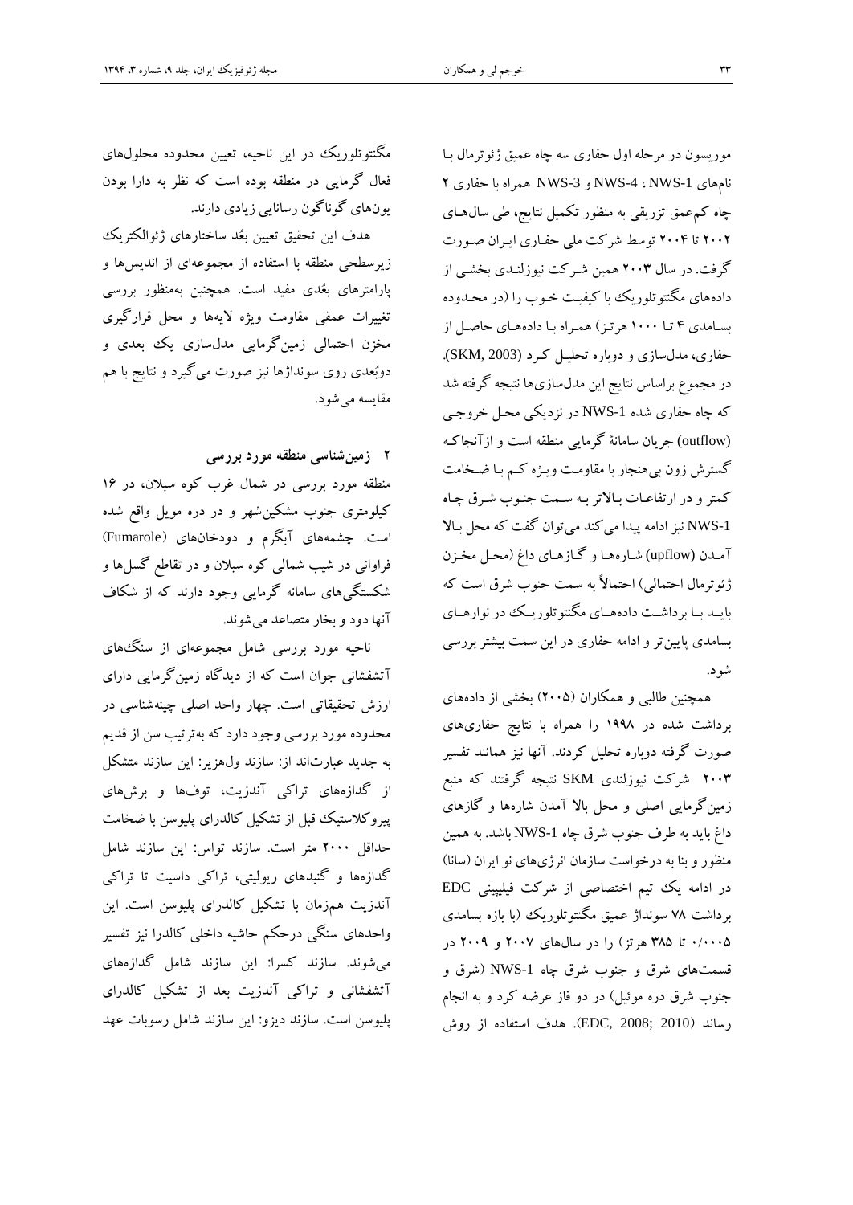موریسون در مرحله اول حفاری سه چاه عمیق ژئوترمال با نام‌های NWS-1 ، NWS-4 و NWS-3 همراه با حفاری ۲ چاه کم‌عمق تزریقی به منظور تکمیل نتایج، طی سال‌های ۲۰۰۲ تا ۲۰۰۴ توسط شرکت ملی حفاری ایران صورت گرفت. در سال ۲۰۰۳ همین شرکت نیوزلندی بخشی از داده‌های مگنتوتلوریک با کیفیت خوب را (در محدوده بسامدی ۴ تا ۱۰۰۰ هرتز) همراه با داده‌های حاصل از حفاری، مدل‌سازی و دوباره تحلیل کرد (SKM, 2003). در مجموع براساس نتایج این مدل‌سازی‌ها نتیجه گرفته شد که چاه حفاری شده NWS-1 در نزدیکی محل خروجی (outflow) جریان سامانهٔ گرمایی منطقه است و ازآنجاکه گسترش زون بی‌هنجار با مقاومت ویژه کم با ضخامت کمتر و در ارتفاعات بالاتر به سمت جنوب شرق چاه NWS-1 نیز ادامه پیدا می‌کند می‌توان گفت که محل بالا آمدن (upflow) شاره‌ها و گازهای داغ (محل مخزن ژئوترمال احتمالی) احتمالاً به سمت جنوب شرق است که باید با برداشت داده‌های مگنتوتلوریک در نوارهای بسامدی پایین‌تر و ادامه حفاری در این سمت بیشتر بررسی شود.

همچنین طالبی و همکاران (۲۰۰۵) بخشی از داده‌های برداشت شده در ۱۹۹۸ را همراه با نتایج حفاری‌های صورت گرفته دوباره تحلیل کردند. آنها نیز همانند تفسیر ۲۰۰۳ شرکت نیوزلندی SKM نتیجه گرفتند که منبع زمین‌گرمایی اصلی و محل بالا آمدن شاره‌ها و گازهای داغ باید به طرف جنوب شرق چاه NWS-1 باشد. به همین منظور و بنا به درخواست سازمان انرژی‌های نو ایران (سانا) در ادامه یک تیم اختصاصی از شرکت فیلیپینی EDC برداشت ۷۸ سونداژ عمیق مگنتوتلوریک (با بازه بسامدی ۰/۰۰۰۵ تا ۳۸۵ هرتز) را در سال‌های ۲۰۰۷ و ۲۰۰۹ در قسمت‌های شرق و جنوب شرق چاه NWS-1 (شرق و جنوب شرق دره موئیل) در دو فاز عرضه کرد و به انجام رساند (EDC, 2008; 2010). هدف استفاده از روش مگنتوتلوریک در این ناحیه، تعیین محدوده محلول‌های فعال گرمایی در منطقه بوده است که به نظر به دارا بودن یون‌های گوناگون رسانایی زیادی دارند.

هدف این تحقیق تعیین بعُد ساختارهای ژئوالکتریک زیرسطحی منطقه با استفاده از مجموعه‌ای از اندیس‌ها و پارامترهای بعُدی مفید است. همچنین به‌منظور بررسی تغییرات عمقی مقاومت ویژه لایه‌ها و محل قرارگیری مخزن احتمالی زمین‌گرمایی مدل‌سازی یک بعدی و دوبُعدی روی سونداژها نیز صورت می‌گیرد و نتایج با هم مقایسه می‌شود.

## ۲ زمین‌شناسی منطقه مورد بررسی

منطقه مورد بررسی در شمال غرب کوه سبلان، در ۱۶ کیلومتری جنوب مشکین‌شهر و در دره مویل واقع شده است. چشمه‌های آبگرم و دودخان‌های (Fumarole) فراوانی در شیب شمالی کوه سبلان و در تقاطع گسل‌ها و شکستگی‌های سامانه گرمایی وجود دارند که از شکاف آنها دود و بخار متصاعد می‌شوند.

ناحیه مورد بررسی شامل مجموعه‌ای از سنگ‌های آتشفشانی جوان است که از دیدگاه زمین‌گرمایی دارای ارزش تحقیقاتی است. چهار واحد اصلی چینه‌شناسی در محدوده مورد بررسی وجود دارد که به‌ترتیب سن از قدیم به جدید عبارت‌اند از: سازند ول‌هزیر: این سازند متشکل از گدازه‌های تراکی آندزیت، توف‌ها و برش‌های پیروکلاستیک قبل از تشکیل کالدرای پلیوسن با ضخامت حداقل ۲۰۰۰ متر است. سازند تواس: این سازند شامل گدازه‌ها و گنبدهای ریولیتی، تراکی داسیت تا تراکی آندزیت هم‌زمان با تشکیل کالدرای پلیوسن است. این واحدهای سنگی درحکم حاشیه داخلی کالدرا نیز تفسیر می‌شوند. سازند کسرا: این سازند شامل گدازه‌های آتشفشانی و تراکی آندزیت بعد از تشکیل کالدرای پلیوسن است. سازند دیزو: این سازند شامل رسوبات عهد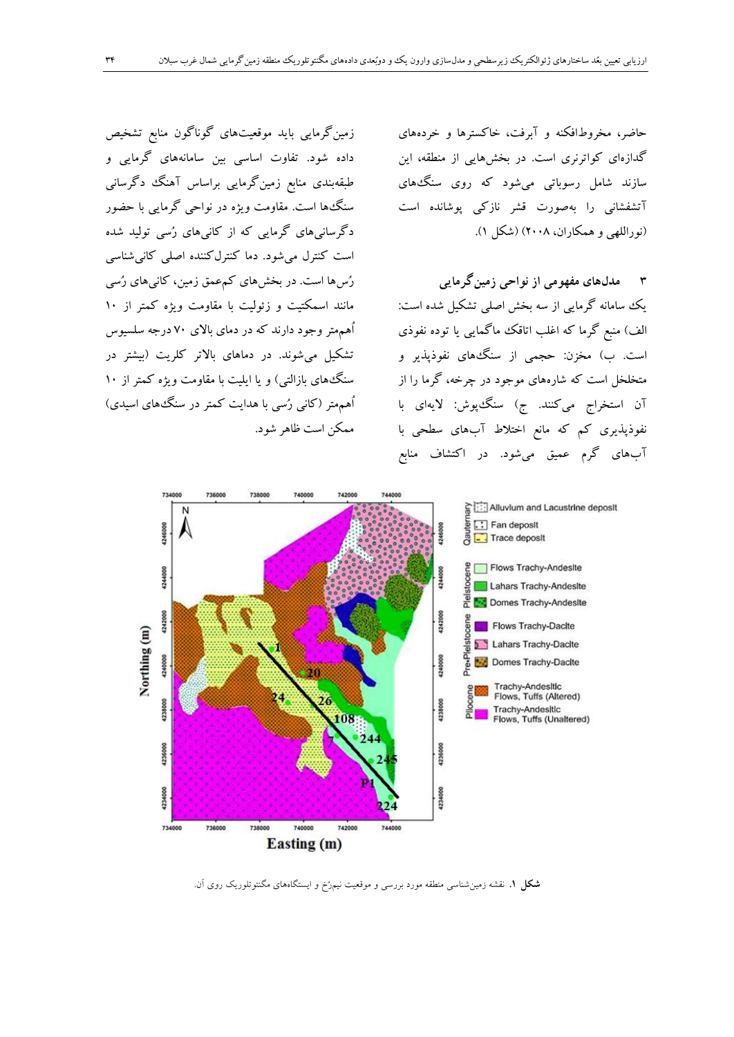حاضر، مخروط‌افکنه و آبرفت، خاکسترها و خرده‌های گدازه‌ای کواترنری است. در بخش‌هایی از منطقه، این سازند شامل رسوباتی می‌شود که روی سنگ‌های آتشفشانی را به‌صورت قشر نازکی پوشانده است (نوراللهی و همکاران، ۲۰۰۸) (شکل ۱).

## ۳ مدل‌های مفهومی از نواحی زمین‌گرمایی

یک سامانه گرمایی از سه بخش اصلی تشکیل شده است: الف) منبع گرما که اغلب اتاقک ماگمایی یا توده نفوذی است. ب) مخزن: حجمی از سنگ‌های نفوذپذیر و متخلخل است که شاره‌های موجود در چرخه، گرما را از آن استخراج می‌کنند. ج) سنگ‌پوش: لایه‌ای با نفوذپذیری کم که مانع اختلاط آب‌های سطحی با آب‌های گرم عمیق می‌شود. در اکتشاف منابع زمین‌گرمایی باید موقعیت‌های گوناگون منابع تشخیص داده شود. تفاوت اساسی بین سامانه‌های گرمایی و طبقه‌بندی منابع زمین‌گرمایی براساس آهنگ دگرسانی سنگ‌ها است. مقاومت ویژه در نواحی گرمایی با حضور دگرسانی‌های گرمایی که از کانی‌های رُسی تولید شده است کنترل می‌شود. دما کنترل‌کننده اصلی کانی‌شناسی رُس‌ها است. در بخش‌های کم‌عمق زمین، کانی‌های رُسی مانند اسمکتیت و زئولیت با مقاومت ویژه کمتر از ۱۰ اُهم‌متر وجود دارند که در دمای بالای ۷۰ درجه سلسیوس تشکیل می‌شوند. در دماهای بالاتر کلریت (بیشتر در سنگ‌های بازالتی) و یا ایلیت با مقاومت ویژه کمتر از ۱۰ اُهم‌متر (کانی رُسی با هدایت کمتر در سنگ‌های اسیدی) ممکن است ظاهر شود.

**شکل ۱.** نقشه زمین‌شناسی منطقه مورد بررسی و موقعیت نیم‌رخ و ایستگاه‌های مگنتوتلوریک روی آن.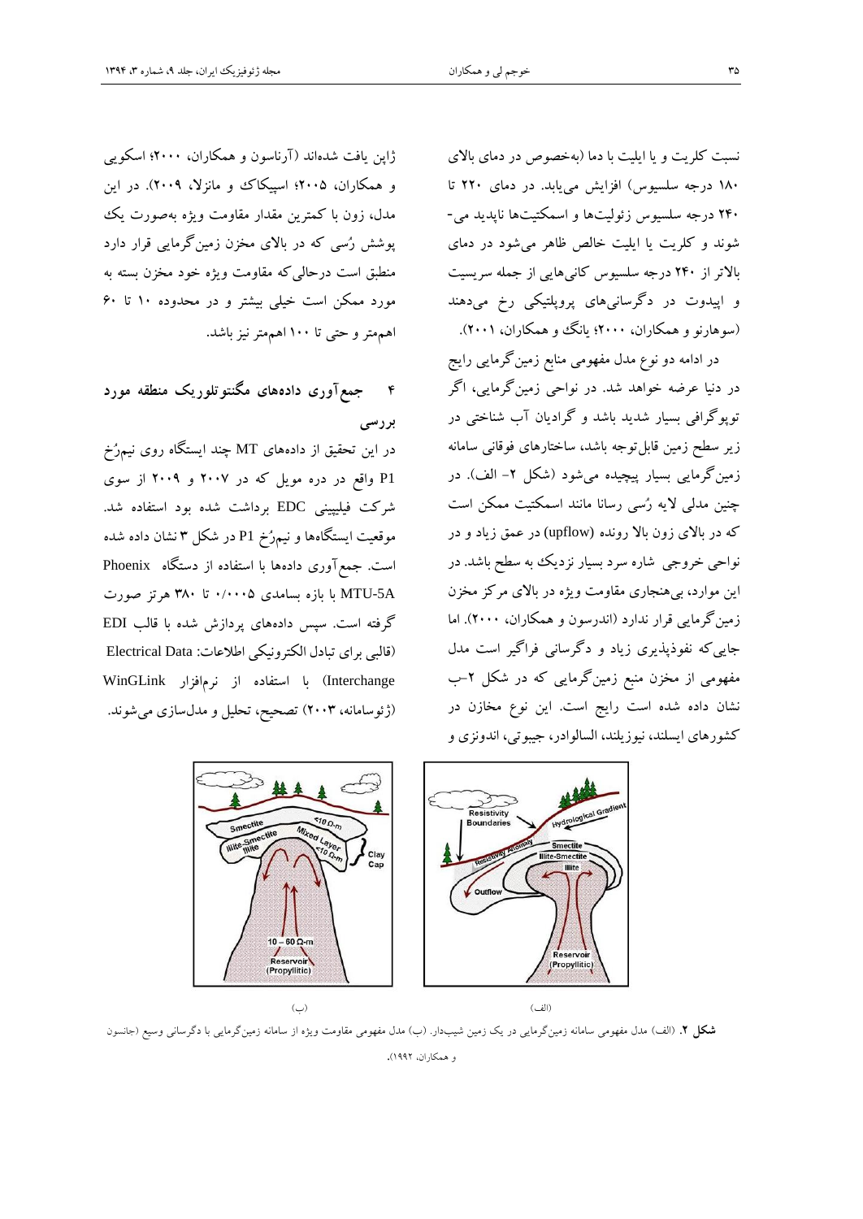نسبت کلریت و یا ایلیت با دما (به‌خصوص در دمای بالای ۱۸۰ درجه سلسیوس) افزایش می‌یابد. در دمای ۲۲۰ تا ۲۴۰ درجه سلسیوس زئولیت‌ها و اسمکتیت‌ها ناپدید می- شوند و کلریت یا ایلیت خالص ظاهر می‌شود در دمای بالاتر از ۲۴۰ درجه سلسیوس کانی‌هایی از جمله سریسیت و اپیدوت در دگرسانی‌های پروپلتیکی رخ می‌دهند (سوهارنو و همکاران، ۲۰۰۰؛ یانگ و همکاران، ۲۰۰۱).

در ادامه دو نوع مدل مفهومی منابع زمین‌گرمایی رایج در دنیا عرضه خواهد شد. در نواحی زمین‌گرمایی، اگر توپوگرافی بسیار شدید باشد و گرادیان آب شناختی در زیر سطح زمین قابل‌توجه باشد، ساختارهای فوقانی سامانه زمین‌گرمایی بسیار پیچیده می‌شود (شکل ۲- الف). در چنین مدلی لایه رُسی رسانا مانند اسمکتیت ممکن است که در بالای زون بالا رونده (upflow) در عمق زیاد و در نواحی خروجی شاره سرد بسیار نزدیک به سطح باشد. در این موارد، بی‌هنجاری مقاومت ویژه در بالای مرکز مخزن زمین‌گرمایی قرار ندارد (اندرسون و همکاران، ۲۰۰۰). اما جایی‌که نفوذپذیری زیاد و دگرسانی فراگیر است مدل مفهومی از مخزن منبع زمین‌گرمایی که در شکل ۲-ب نشان داده شده است رایج است. این نوع مخازن در کشورهای ایسلند، نیوزیلند، السالوادر، جیبوتی، اندونزی و ژاپن یافت شده‌اند (آرناسون و همکاران، ۲۰۰۰؛ اسکویی و همکاران، ۲۰۰۵؛ اسپیکاک و مانزلا، ۲۰۰۹). در این مدل، زون با کمترین مقدار مقاومت ویژه به‌صورت یک پوشش رُسی که در بالای مخزن زمین‌گرمایی قرار دارد منطبق است درحالی‌که مقاومت ویژه خود مخزن بسته به مورد ممکن است خیلی بیشتر و در محدوده ۱۰ تا ۶۰ اهم‌متر و حتی تا ۱۰۰ اهم‌متر نیز باشد.

## ۴ جمع‌آوری داده‌های مگنتوتلوریک منطقه مورد بررسی

در این تحقیق از داده‌های MT چند ایستگاه روی نیم‌رُخ P1 واقع در دره مویل که در ۲۰۰۷ و ۲۰۰۹ از سوی شرکت فیلیپینی EDC برداشت شده بود استفاده شد. موقعیت ایستگاه‌ها و نیم‌رُخ P1 در شکل ۳ نشان داده شده است. جمع‌آوری داده‌ها با استفاده از دستگاه Phoenix MTU-5A با بازه بسامدی ۰/۰۰۰۵ تا ۳۸۰ هرتز صورت گرفته است. سپس داده‌های پردازش شده با قالب EDI (قالبی برای تبادل الکترونیکی اطلاعات: Electrical Data Interchange) با استفاده از نرم‌افزار WinGLink (ژئوسامانه، ۲۰۰۳) تصحیح، تحلیل و مدل‌سازی می‌شوند.

(ب) (الف)

**شکل ۲.** (الف) مدل مفهومی سامانه زمین‌گرمایی در یک زمین شیب‌دار. (ب) مدل مفهومی مقاومت ویژه از سامانه زمین‌گرمایی با دگرسانی وسیع (جانسون و همکاران، ۱۹۹۲).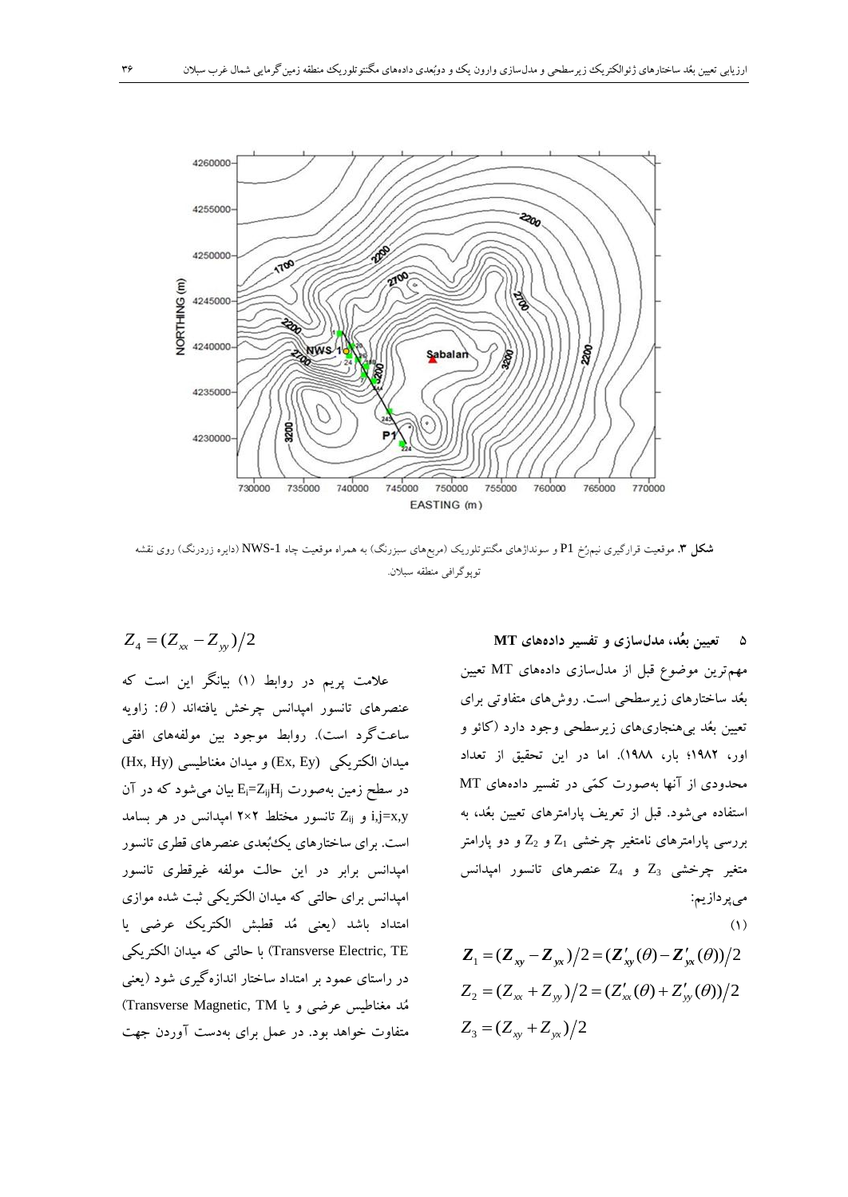**شکل ۳.** موقعیت قرارگیری نیم‌رُخ P1 و سونداژهای مگنتوتلوریک (مربع‌های سبزرنگ) به همراه موقعیت چاه NWS-1 (دایره زردرنگ) روی نقشه توپوگرافی منطقه سبلان.

## ۵ تعیین بعُد، مدل‌سازی و تفسیر داده‌های MT

مهم‌ترین موضوع قبل از مدل‌سازی داده‌های MT تعیین بعُد ساختارهای زیرسطحی است. روش‌های متفاوتی برای تعیین بعُد بی‌هنجاری‌های زیرسطحی وجود دارد (کائو و اور، ۱۹۸۲؛ بار، ۱۹۸۸). اما در این تحقیق از تعداد محدودی از آنها به‌صورت کمّی در تفسیر داده‌های MT استفاده می‌شود. قبل از تعریف پارامترهای تعیین بعُد، به بررسی پارامترهای نامتغیر چرخشی $Z_1$ و $Z_2$ و دو پارامتر متغیر چرخشی $Z_3$ و $Z_4$ عنصرهای تانسور امپدانس می‌پردازیم:

(۱)

$$Z_1 = (\boldsymbol{Z}_{xy} - \boldsymbol{Z}_{yx})/2 = (\boldsymbol{Z}'_{xy}(\theta) - \boldsymbol{Z}'_{yx}(\theta))/2$$

$$Z_2 = (Z_{xx} + Z_{yy})/2 = (Z'_{xx}(\theta) + Z'_{yy}(\theta))/2$$

$$Z_3 = (Z_{xy} + Z_{yx})/2$$

$$Z_4 = (Z_{xx} - Z_{yy})/2$$

علامت پریم در روابط (۱) بیانگر این است که عنصرهای تانسور امپدانس چرخش یافته‌اند ($\theta$: زاویه ساعت‌گرد است). روابط موجود بین مولفه‌های افقی میدان الکتریکی (Ex, Ey) و میدان مغناطیسی (Hx, Hy) در سطح زمین به‌صورت $E_i=Z_{ij}H_j$ بیان می‌شود که در آن $i,j=x,y$ و $Z_{ij}$ تانسور مختلط ۲×۲ امپدانس در هر بسامد است. برای ساختارهای یک‌بُعدی عنصرهای قطری تانسور امپدانس برابر در این حالت مولفه غیرقطری تانسور امپدانس برای حالتی که میدان الکتریکی ثبت شده موازی امتداد باشد (یعنی مُد قطبش الکتریک عرضی یا Transverse Electric, TE) با حالتی که میدان الکتریکی در راستای عمود بر امتداد ساختار اندازه‌گیری شود (یعنی مُد مغناطیس عرضی و یا Transverse Magnetic, TM) متفاوت خواهد بود. در عمل برای به‌دست آوردن جهت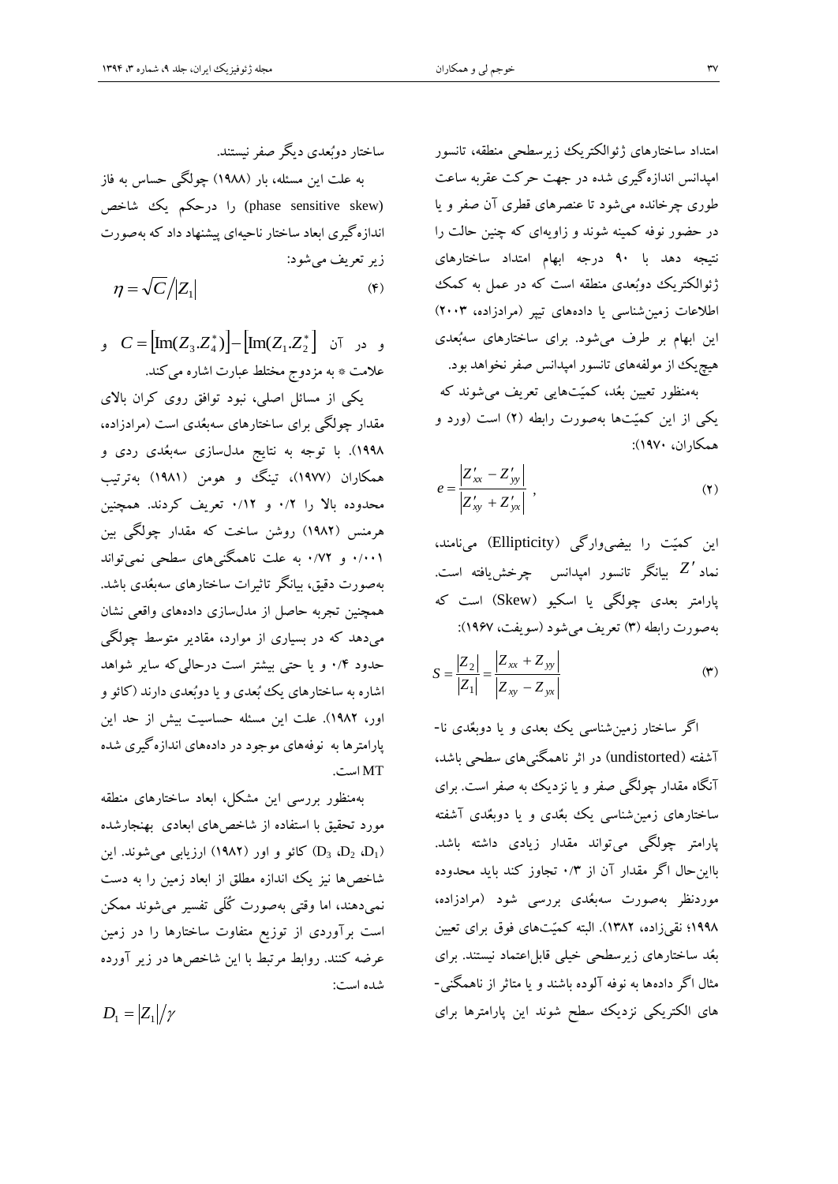امتداد ساختارهای ژئوالکتریک زیرسطحی منطقه، تانسور امپدانس اندازه‌گیری شده در جهت حرکت عقربه ساعت طوری چرخانده می‌شود تا عنصرهای قطری آن صفر و یا در حضور نوفه کمینه شوند و زاویه‌ای که چنین حالت را نتیجه دهد با ۹۰ درجه ابهام امتداد ساختارهای ژئوالکتریک دوبُعدی منطقه است که در عمل به کمک اطلاعات زمین‌شناسی یا داده‌های تیپر (مرادزاده، ۲۰۰۳) این ابهام بر طرف می‌شود. برای ساختارهای سه‌بُعدی هیچ‌یک از مولفه‌های تانسور امپدانس صفر نخواهد بود.

به‌منظور تعیین بعُد، کمیّت‌هایی تعریف می‌شوند که یکی از این کمیّت‌ها به‌صورت رابطه (۲) است (ورد و همکاران، ۱۹۷۰):

$$e = \frac{|Z'_{xx} - Z'_{yy}|}{|Z'_{xy} + Z'_{yx}|}\,, \tag{۲}$$

این کمیّت را بیضی‌وارگی (Ellipticity) می‌نامند، نماد $Z'$ بیانگر تانسور امپدانس چرخش‌یافته است. پارامتر بعدی چولگی یا اسکیو (Skew) است که به‌صورت رابطه (۳) تعریف می‌شود (سویفت، ۱۹۶۷):

$$S = \frac{|Z_2|}{|Z_1|} = \frac{|Z_{xx} + Z_{yy}|}{|Z_{xy} - Z_{yx}|} \tag{۳}$$

اگر ساختار زمین‌شناسی یک بعدی و یا دوبعُدی نا-آشفته (undistorted) در اثر ناهمگنی‌های سطحی باشد، آنگاه مقدار چولگی صفر و یا نزدیک به صفر است. برای ساختارهای زمین‌شناسی یک بعُدی و یا دوبعُدی آشفته پارامتر چولگی می‌تواند مقدار زیادی داشته باشد. بااین‌حال اگر مقدار آن از ۰/۳ تجاوز کند باید محدوده موردنظر به‌صورت سه‌بعُدی بررسی شود (مرادزاده، ۱۹۹۸؛ نقی‌زاده، ۱۳۸۲). البته کمیّت‌های فوق برای تعیین بعُد ساختارهای زیرسطحی خیلی قابل‌اعتماد نیستند. برای مثال اگر داده‌ها به نوفه آلوده باشند و یا متاثر از ناهمگنی-های الکتریکی نزدیک سطح شوند این پارامترها برای ساختار دوبُعدی دیگر صفر نیستند.

به علت این مسئله، بار (۱۹۸۸) چولگی حساس به فاز (phase sensitive skew) را درحکم یک شاخص اندازه‌گیری ابعاد ساختار ناحیه‌ای پیشنهاد داد که به‌صورت زیر تعریف می‌شود:

$$\eta = \sqrt{C}/|Z_1| \tag{۴}$$

و در آن $C = [\mathrm{Im}(Z_3.Z_4^*)] - [\mathrm{Im}(Z_1.Z_2^*)]$ و علامت * به مزدوج مختلط عبارت اشاره می‌کند.

یکی از مسائل اصلی، نبود توافق روی کران بالای مقدار چولگی برای ساختارهای سه‌بعُدی است (مرادزاده، ۱۹۹۸). با توجه به نتایج مدل‌سازی سه‌بعُدی ردی و همکاران (۱۹۷۷)، تینگ و هومن (۱۹۸۱) به‌ترتیب محدوده بالا را ۰/۲ و ۰/۱۲ تعریف کردند. همچنین هرمنس (۱۹۸۲) روشن ساخت که مقدار چولگی بین ۰/۰۰۱ و ۰/۷۲ به علت ناهمگنی‌های سطحی نمی‌تواند به‌صورت دقیق، بیانگر تاثیرات ساختارهای سه‌بعُدی باشد. همچنین تجربه حاصل از مدل‌سازی داده‌های واقعی نشان می‌دهد که در بسیاری از موارد، مقادیر متوسط چولگی حدود ۰/۴ و یا حتی بیشتر است درحالی‌که سایر شواهد اشاره به ساختارهای یک بُعدی و یا دوبُعدی دارند (کائو و اور، ۱۹۸۲). علت این مسئله حساسیت بیش از حد این پارامترها به نوفه‌های موجود در داده‌های اندازه‌گیری شده MT است.

به‌منظور بررسی این مشکل، ابعاد ساختارهای منطقه مورد تحقیق با استفاده از شاخص‌های ابعادی بهنجارشده ($D_3$، $D_2$، $D_1$) کائو و اور (۱۹۸۲) ارزیابی می‌شوند. این شاخص‌ها نیز یک اندازه مطلق از ابعاد زمین را به دست نمی‌دهند، اما وقتی به‌صورت کُلّی تفسیر می‌شوند ممکن است برآوردی از توزیع متفاوت ساختارها را در زمین عرضه کنند. روابط مرتبط با این شاخص‌ها در زیر آورده شده است:

$$D_1 = |Z_1|/\gamma$$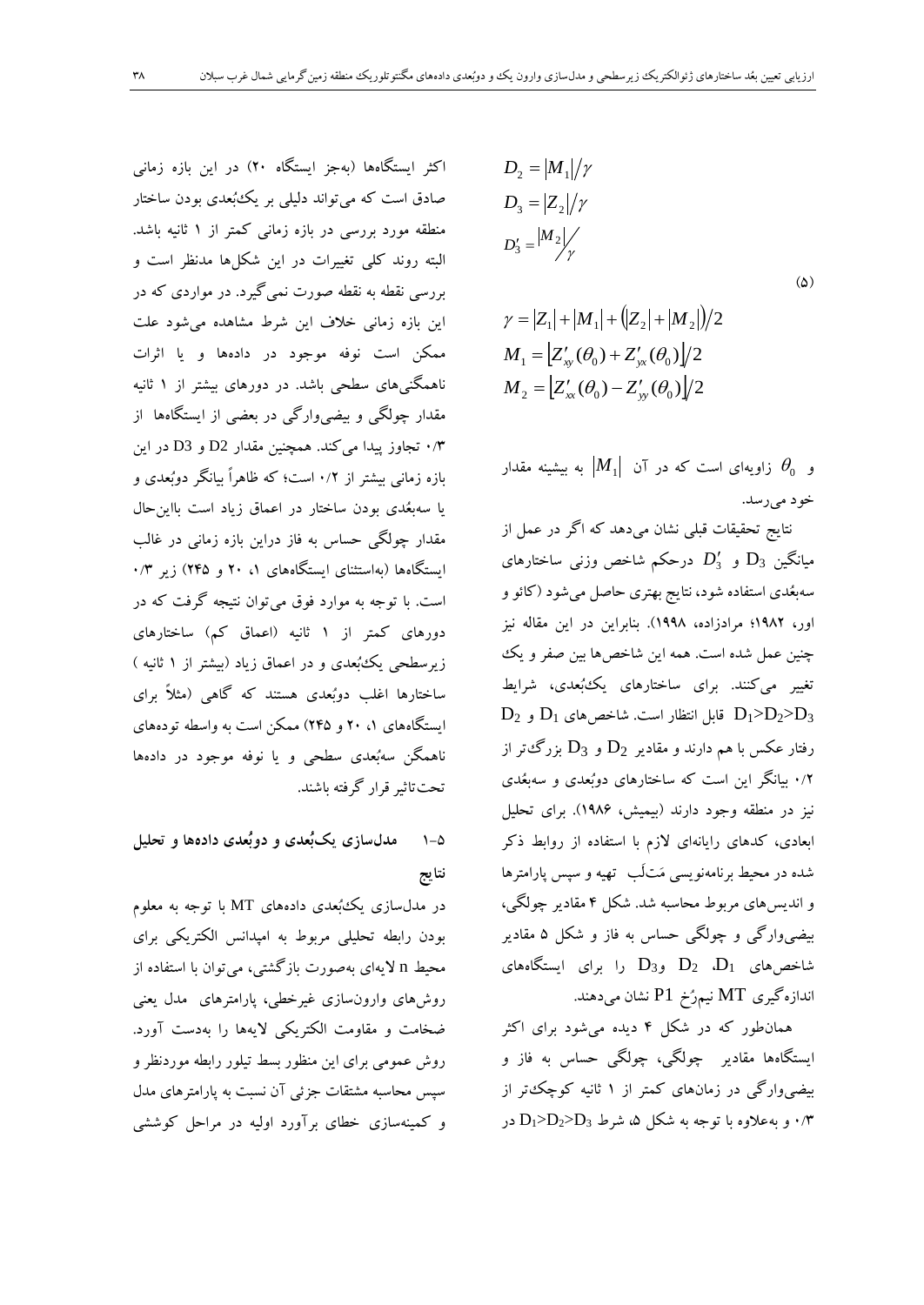$$D_2 = |M_1|/\gamma$$
$$D_3 = |Z_2|/\gamma$$
$$D_3' = {|M_2|}/{\gamma}$$

$$\gamma = |Z_1| + |M_1| + \left(|Z_2| + |M_2|\right)/2$$
$$M_1 = \left[Z_{xy}'(\theta_0) + Z_{yx}'(\theta_0)\right]/2 \qquad (۵)$$
$$M_2 = \left[Z_{xx}'(\theta_0) - Z_{yy}'(\theta_0)\right]/2$$

و $\theta_0$ زاویه‌ای است که در آن $|M_1|$ به بیشینه مقدار خود می‌رسد.

نتایج تحقیقات قبلی نشان می‌دهد که اگر در عمل از میانگین $D_3$ و $D_3'$ درحکم شاخص وزنی ساختارهای سه‌بُعدی استفاده شود، نتایج بهتری حاصل می‌شود (کائو و اور، ۱۹۸۲؛ مرادزاده، ۱۹۹۸). بنابراین در این مقاله نیز چنین عمل شده است. همه این شاخص‌ها بین صفر و یک تغییر می‌کنند. برای ساختارهای یک‌بُعدی، شرایط $D_1>D_2>D_3$ قابل انتظار است. شاخص‌های $D_1$ و $D_2$ رفتار عکس با هم دارند و مقادیر $D_2$ و $D_3$ بزرگ‌تر از ۰/۲ بیانگر این است که ساختارهای دوبُعدی و سه‌بُعدی نیز در منطقه وجود دارند (بیمیش، ۱۹۸۶). برای تحلیل ابعادی، کدهای رایانه‌ای لازم با استفاده از روابط ذکر شده در محیط برنامه‌نویسی مَتلَب تهیه و سپس پارامترها و اندیس‌های مربوط محاسبه شد. شکل ۴ مقادیر چولگی، بیضی‌وارگی و چولگی حساس به فاز و شکل ۵ مقادیر شاخص‌های $D_1$، $D_2$ و $D_3$ را برای ایستگاه‌های اندازه‌گیری MT نیم‌رُخ P1 نشان می‌دهند.

همان‌طور که در شکل ۴ دیده می‌شود برای اکثر ایستگاه‌ها مقادیر چولگی، چولگی حساس به فاز و بیضی‌وارگی در زمان‌های کمتر از ۱ ثانیه کوچک‌تر از ۰/۳ و به‌علاوه با توجه به شکل ۵، شرط $D_1>D_2>D_3$ در اکثر ایستگاه‌ها (به‌جز ایستگاه ۲۰) در این بازه زمانی صادق است که می‌تواند دلیلی بر یک‌بُعدی بودن ساختار منطقه مورد بررسی در بازه زمانی کمتر از ۱ ثانیه باشد. البته روند کلی تغییرات در این شکل‌ها مدنظر است و بررسی نقطه به نقطه صورت نمی‌گیرد. در مواردی که در این بازه زمانی خلاف این شرط مشاهده می‌شود علت ممکن است نوفه موجود در داده‌ها و یا اثرات ناهمگنی‌های سطحی باشد. در دورهای بیشتر از ۱ ثانیه مقدار چولگی و بیضی‌وارگی در بعضی از ایستگاه‌ها از ۰/۳ تجاوز پیدا می‌کند. همچنین مقدار D2 و D3 در این بازه زمانی بیشتر از ۰/۲ است؛ که ظاهراً بیانگر دوبُعدی و یا سه‌بُعدی بودن ساختار در اعماق زیاد است بااین‌حال مقدار چولگی حساس به فاز دراین بازه زمانی در غالب ایستگاه‌ها (به‌استثنای ایستگاه‌های ۱، ۲۰ و ۲۴۵) زیر ۰/۳ است. با توجه به موارد فوق می‌توان نتیجه گرفت که در دورهای کمتر از ۱ ثانیه (اعماق کم) ساختارهای زیرسطحی یک‌بُعدی و در اعماق زیاد (بیشتر از ۱ ثانیه) ساختارها اغلب دوبُعدی هستند که گاهی (مثلاً برای ایستگاه‌های ۱، ۲۰ و ۲۴۵) ممکن است به واسطه توده‌های ناهمگن سه‌بُعدی سطحی و یا نوفه موجود در داده‌ها تحت‌تاثیر قرار گرفته باشند.

### ۵-۱ مدل‌سازی یک‌بُعدی و دوبُعدی داده‌ها و تحلیل نتایج

در مدل‌سازی یک‌بُعدی داده‌های MT با توجه به معلوم بودن رابطه تحلیلی مربوط به امپدانس الکتریکی برای محیط n لایه‌ای به‌صورت بازگشتی، می‌توان با استفاده از روش‌های وارون‌سازی غیرخطی، پارامترهای مدل یعنی ضخامت و مقاومت الکتریکی لایه‌ها را به‌دست آورد. روش عمومی برای این منظور بسط تیلور رابطه موردنظر و سپس محاسبه مشتقات جزئی آن نسبت به پارامترهای مدل و کمینه‌سازی خطای برآورد اولیه در مراحل کوششی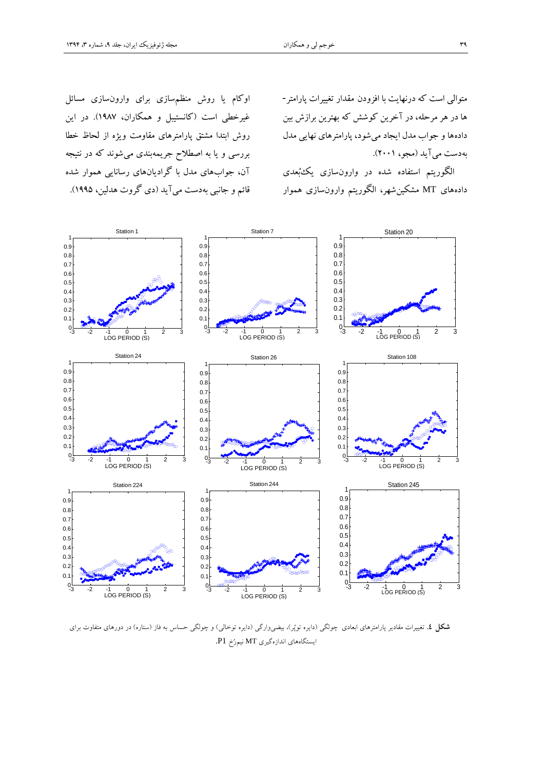متوالی است که درنهایت با افزودن مقدار تغییرات پارامتر-ها در هر مرحله، در آخرین کوشش که بهترین برازش بین داده‌ها و جواب مدل ایجاد می‌شود، پارامترهای نهایی مدل به‌دست می‌آید (مجو، ۲۰۰۱).

الگوریتم استفاده شده در وارون‌سازی یک‌بُعدی داده‌های MT مشکین‌شهر، الگوریتم وارون‌سازی هموار اوکام یا روش منظم‌سازی برای وارون‌سازی مسائل غیرخطی است (کانستیبل و همکاران، ۱۹۸۷). در این روش ابتدا مشتق پارامترهای مقاومت ویژه از لحاظ خطا بررسی و یا به اصطلاح جریمه‌بندی می‌شوند که در نتیجه آن، جواب‌های مدل با گرادیان‌های رسانایی هموار شده قائم و جانبی به‌دست می‌آید (دی گروت هدلین، ۱۹۹۵).

**شکل ٤.** تغییرات مقادیر پارامترهای ابعادی چولگی (دایره توپُر)، بیضی‌وارگی (دایره توخالی) و چولگی حساس به فاز (ستاره) در دوره‌های متفاوت برای ایستگاه‌های اندازه‌گیری MT نیم‌رُخ P1.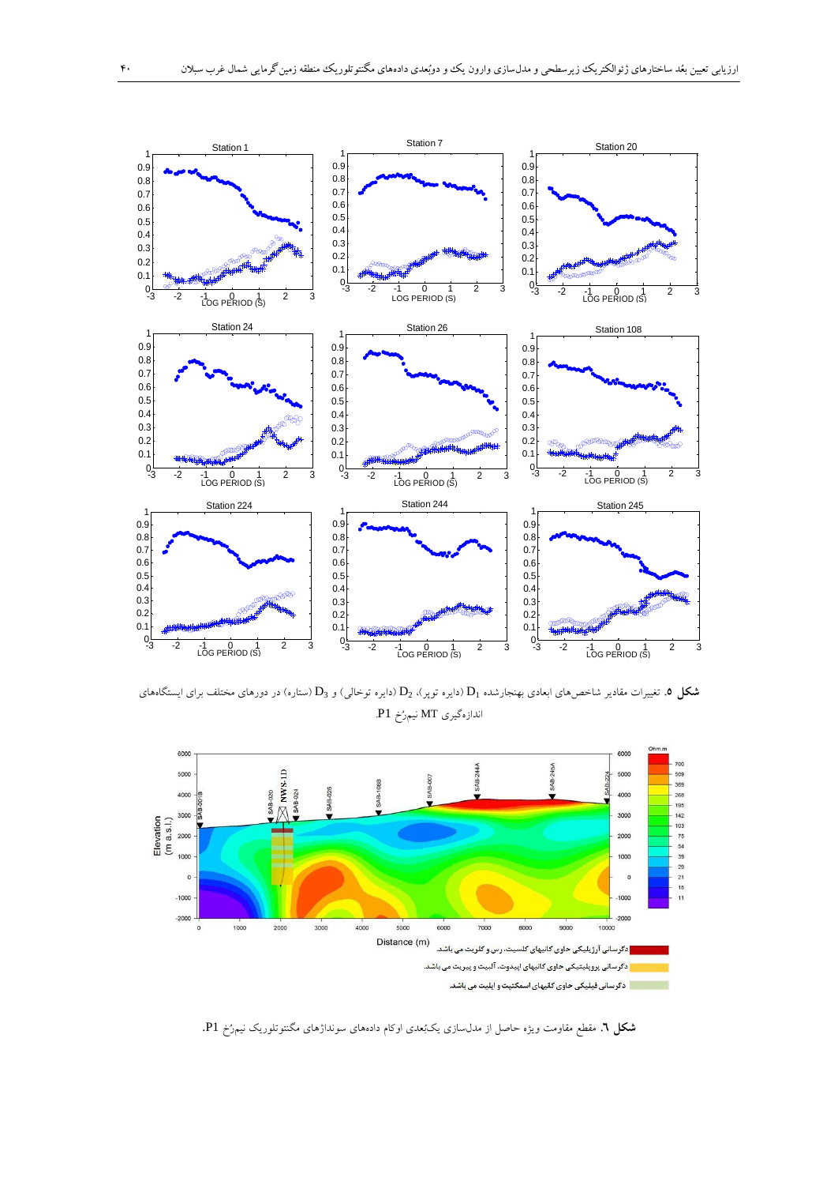**شکل ۵.** تغییرات مقادیر شاخص‌های ابعادی بهنجارشده $D_1$ (دایره توپر)، $D_2$ (دایره توخالی) و $D_3$ (ستاره) در دوره‌های مختلف برای ایستگاه‌های اندازه‌گیری MT نیم‌رخ P1.

دگرسانی آرژیلیکی حاوی کانیهای کلسیت، رس و کلوریت می باشد.

دگرسانی پروپلیتیکی حاوی کانیهای اپیدوت، آلبیت و پیریت می باشد.

دگرسانی فیلیکی حاوی کانیهای اسمکتیت و ایلیت می باشد.

**شکل ۶.** مقطع مقاومت ویژه حاصل از مدل‌سازی یک‌بعدی اوکام داده‌های سونداژهای مگنتوتلوریک نیم‌رخ P1.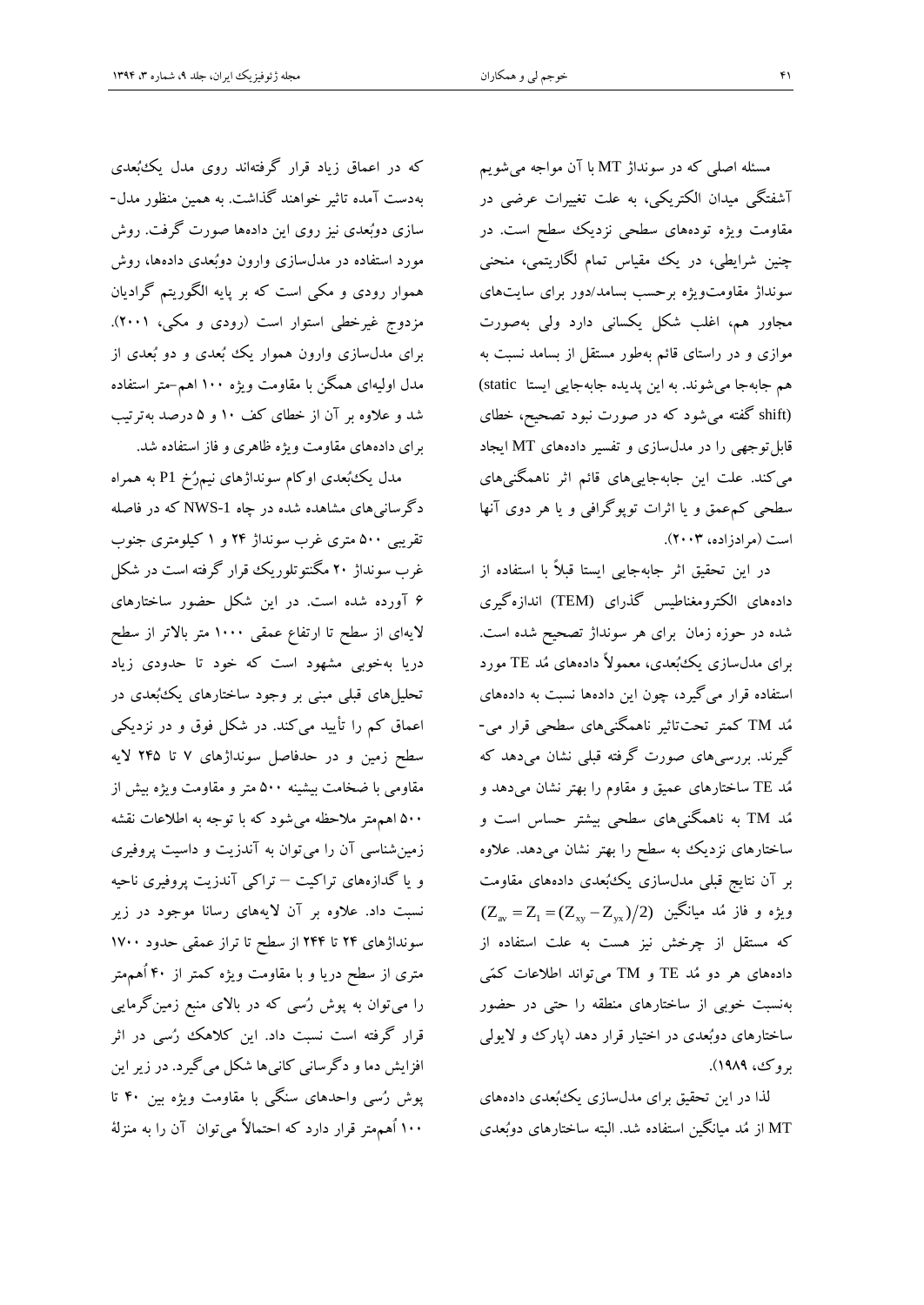مسئله اصلی که در سونداژ MT با آن مواجه می‌شویم آشفتگی میدان الکتریکی، به علت تغییرات عرضی در مقاومت ویژه توده‌های سطحی نزدیک سطح است. در چنین شرایطی، در یک مقیاس تمام لگاریتمی، منحنی سونداژ مقاومت‌ویژه برحسب بسامد/دور برای سایت‌های مجاور هم، اغلب شکل یکسانی دارد ولی به‌صورت موازی و در راستای قائم به‌طور مستقل از بسامد نسبت به هم جابه‌جا می‌شوند. به این پدیده جابه‌جایی ایستا (static shift) گفته می‌شود که در صورت نبود تصحیح، خطای قابل‌توجهی را در مدل‌سازی و تفسیر داده‌های MT ایجاد می‌کند. علت این جابه‌جایی‌های قائم اثر ناهمگنی‌های سطحی کم‌عمق و یا اثرات توپوگرافی و یا هر دوی آنها است (مرادزاده، ۲۰۰۳).

در این تحقیق اثر جابه‌جایی ایستا قبلاً با استفاده از داده‌های الکترومغناطیس گذرای (TEM) اندازه‌گیری شده در حوزه زمان برای هر سونداژ تصحیح شده است. برای مدل‌سازی یک‌بُعدی، معمولاً داده‌های مُد TE مورد استفاده قرار می‌گیرد، چون این داده‌ها نسبت به داده‌های مُد TM کمتر تحت‌تاثیر ناهمگنی‌های سطحی قرار می‌گیرند. بررسی‌های صورت گرفته قبلی نشان می‌دهد که مُد TE ساختارهای عمیق و مقاوم را بهتر نشان می‌دهد و مُد TM به ناهمگنی‌های سطحی بیشتر حساس است و ساختارهای نزدیک به سطح را بهتر نشان می‌دهد. علاوه بر آن نتایج قبلی مدل‌سازی یک‌بُعدی داده‌های مقاومت ویژه و فاز مُد میانگین $(Z_{av} = Z_1 = (Z_{xy} - Z_{yx})/2)$ که مستقل از چرخش نیز هست به علت استفاده از داده‌های هر دو مُد TE و TM می‌تواند اطلاعات کمّی به‌نسبت خوبی از ساختارهای منطقه را حتی در حضور ساختارهای دوبُعدی در اختیار قرار دهد (پارک و لایولی بروک، ۱۹۸۹).

لذا در این تحقیق برای مدل‌سازی یک‌بُعدی داده‌های MT از مُد میانگین استفاده شد. البته ساختارهای دوبُعدی که در اعماق زیاد قرار گرفته‌اند روی مدل یک‌بُعدی به‌دست آمده تاثیر خواهند گذاشت. به همین منظور مدل‌سازی دوبُعدی نیز روی این داده‌ها صورت گرفت. روش مورد استفاده در مدل‌سازی وارون دوبُعدی داده‌ها، روش هموار رودی و مکی است که بر پایه الگوریتم گرادیان مزدوج غیرخطی استوار است (رودی و مکی، ۲۰۰۱). برای مدل‌سازی وارون هموار یک بُعدی و دو بُعدی از مدل اولیه‌ای همگن با مقاومت ویژه ۱۰۰ اهم-متر استفاده شد و علاوه بر آن از خطای کف ۱۰ و ۵ درصد به‌ترتیب برای داده‌های مقاومت ویژه ظاهری و فاز استفاده شد.

مدل یک‌بُعدی اوکام سونداژهای نیم‌رُخ P1 به همراه دگرسانی‌های مشاهده شده در چاه NWS-1 که در فاصله تقریبی ۵۰۰ متری غرب سونداژ ۲۴ و ۱ کیلومتری جنوب غرب سونداژ ۲۰ مگنتوتلوریک قرار گرفته است در شکل ۶ آورده شده است. در این شکل حضور ساختارهای لایه‌ای از سطح تا ارتفاع عمقی ۱۰۰۰ متر بالاتر از سطح دریا به‌خوبی مشهود است که خود تا حدودی زیاد تحلیل‌های قبلی مبنی بر وجود ساختارهای یک‌بُعدی در اعماق کم را تأیید می‌کند. در شکل فوق و در نزدیکی سطح زمین و در حدفاصل سونداژهای ۷ تا ۲۴۵ لایه مقاومی با ضخامت بیشینه ۵۰۰ متر و مقاومت ویژه بیش از ۵۰۰ اهم‌متر ملاحظه می‌شود که با توجه به اطلاعات نقشه زمین‌شناسی آن را می‌توان به آندزیت و داسیت پروفیری و یا گدازه‌های تراکیت – تراکی آندزیت پروفیری ناحیه نسبت داد. علاوه بر آن لایه‌های رسانا موجود در زیر سونداژهای ۲۴ تا ۲۴۴ از سطح تا تراز عمقی حدود ۱۷۰۰ متری از سطح دریا و با مقاومت ویژه کمتر از ۴۰ اُهم‌متر را می‌توان به پوش رُسی که در بالای منبع زمین‌گرمایی قرار گرفته است نسبت داد. این کلاهک رُسی در اثر افزایش دما و دگرسانی کانی‌ها شکل می‌گیرد. در زیر این پوش رُسی واحدهای سنگی با مقاومت ویژه بین ۴۰ تا ۱۰۰ اُهم‌متر قرار دارد که احتمالاً می‌توان آن را به منزلهٔ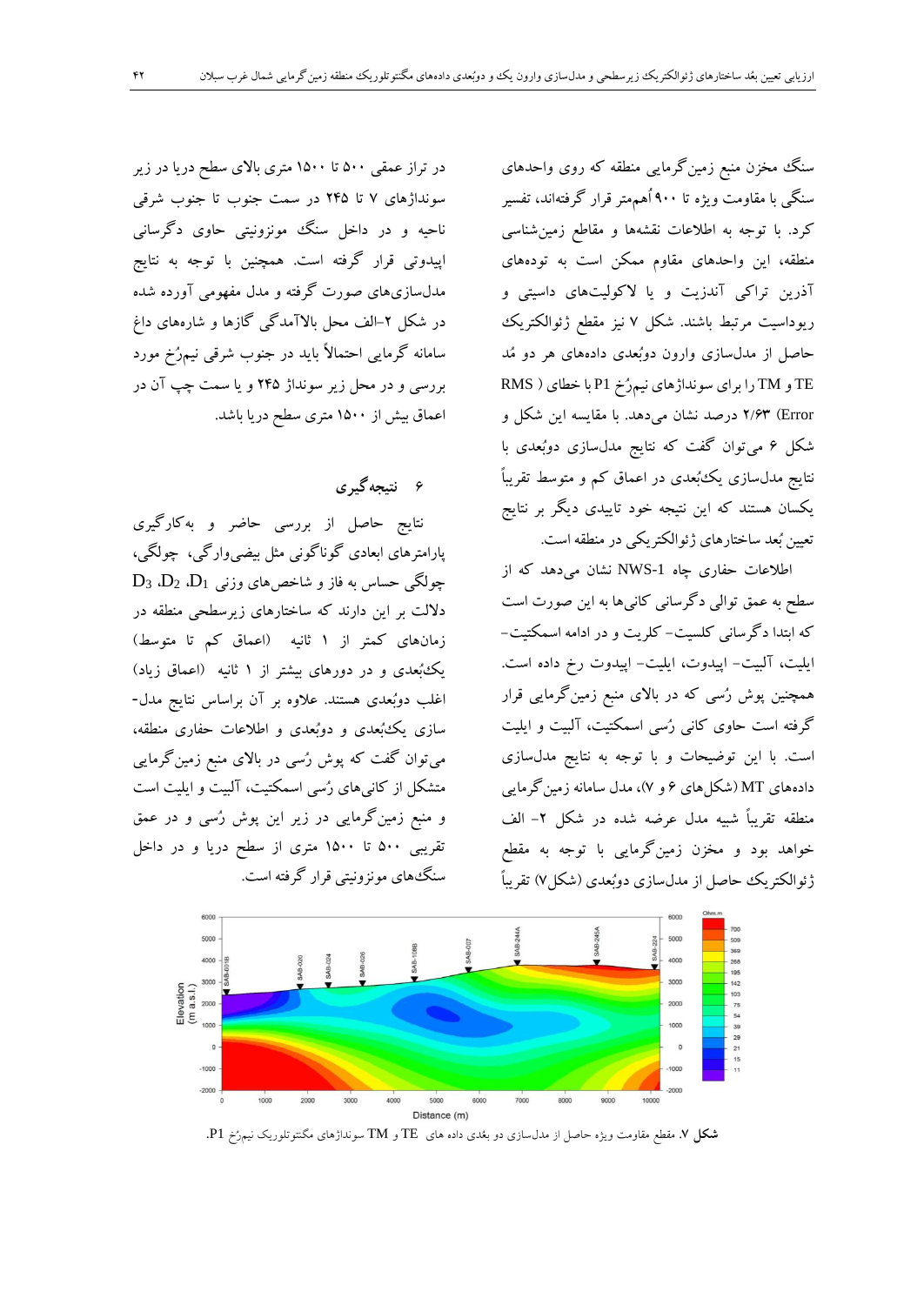سنگ مخزن منبع زمین‌گرمایی منطقه که روی واحدهای سنگی با مقاومت ویژه تا ۹۰۰ اُهم‌متر قرار گرفته‌اند، تفسیر کرد. با توجه به اطلاعات نقشه‌ها و مقاطع زمین‌شناسی منطقه، این واحدهای مقاوم ممکن است به توده‌های آذرین تراکی آندزیت و یا لاکولیت‌های داسیتی و ریوداسیت مرتبط باشند. شکل ۷ نیز مقطع ژئوالکتریک حاصل از مدل‌سازی وارون دوبُعدی داده‌های هر دو مُد TE و TM را برای سونداژهای نیم‌رُخ P1 با خطای (RMS Error) ۲/۶۳ درصد نشان می‌دهد. با مقایسه این شکل و شکل ۶ می‌توان گفت که نتایج مدل‌سازی دوبُعدی با نتایج مدل‌سازی یک‌بُعدی در اعماق کم و متوسط تقریباً یکسان هستند که این نتیجه خود تاییدی دیگر بر نتایج تعیین بُعد ساختارهای ژئوالکتریکی در منطقه است.

اطلاعات حفاری چاه NWS-1 نشان می‌دهد که از سطح به عمق توالی دگرسانی کانی‌ها به این صورت است که ابتدا دگرسانی کلسیت- کلریت و در ادامه اسمکتیت- ایلیت، آلبیت- اپیدوت، ایلیت- اپیدوت رخ داده است. همچنین پوش رُسی که در بالای منبع زمین‌گرمایی قرار گرفته است حاوی کانی رُسی اسمکتیت، آلبیت و ایلیت است. با این توضیحات و با توجه به نتایج مدل‌سازی داده‌های MT (شکل‌های ۶ و ۷)، مدل سامانه زمین‌گرمایی منطقه تقریباً شبیه مدل عرضه شده در شکل ۲- الف خواهد بود و مخزن زمین‌گرمایی با توجه به مقطع ژئوالکتریک حاصل از مدل‌سازی دوبُعدی (شکل۷) تقریباً در تراز عمقی ۵۰۰ تا ۱۵۰۰ متری بالای سطح دریا در زیر سونداژهای ۷ تا ۲۴۵ در سمت جنوب تا جنوب شرقی ناحیه و در داخل سنگ مونزونیتی حاوی دگرسانی اپیدوتی قرار گرفته است. همچنین با توجه به نتایج مدل‌سازی‌های صورت گرفته و مدل مفهومی آورده شده در شکل ۲–الف محل بالاآمدگی گازها و شاره‌های داغ سامانه گرمایی احتمالاً باید در جنوب شرقی نیم‌رُخ مورد بررسی و در محل زیر سونداژ ۲۴۵ و یا سمت چپ آن در اعماق بیش از ۱۵۰۰ متری سطح دریا باشد.

## ۶ نتیجه‌گیری

نتایج حاصل از بررسی حاضر و به‌کارگیری پارامترهای ابعادی گوناگونی مثل بیضی‌وارگی، چولگی، چولگی حساس به فاز و شاخص‌های وزنی $D_1$، $D_2$، $D_3$ دلالت بر این دارند که ساختارهای زیرسطحی منطقه در زمان‌های کمتر از ۱ ثانیه (اعماق کم تا متوسط) یک‌بُعدی و در دوره‌های بیشتر از ۱ ثانیه (اعماق زیاد) اغلب دوبُعدی هستند. علاوه بر آن براساس نتایج مدل‌سازی یک‌بُعدی و دوبُعدی و اطلاعات حفاری منطقه، می‌توان گفت که پوش رُسی در بالای منبع زمین‌گرمایی متشکل از کانی‌های رُسی اسمکتیت، آلبیت و ایلیت است و منبع زمین‌گرمایی در زیر این پوش رُسی و در عمق تقریبی ۵۰۰ تا ۱۵۰۰ متری از سطح دریا و در داخل سنگ‌های مونزونیتی قرار گرفته است.

**شکل ۷.** مقطع مقاومت ویژه حاصل از مدل‌سازی دو بعُدی داده های TE و TM سونداژهای مگنتوتلوریک نیم‌رُخ P1.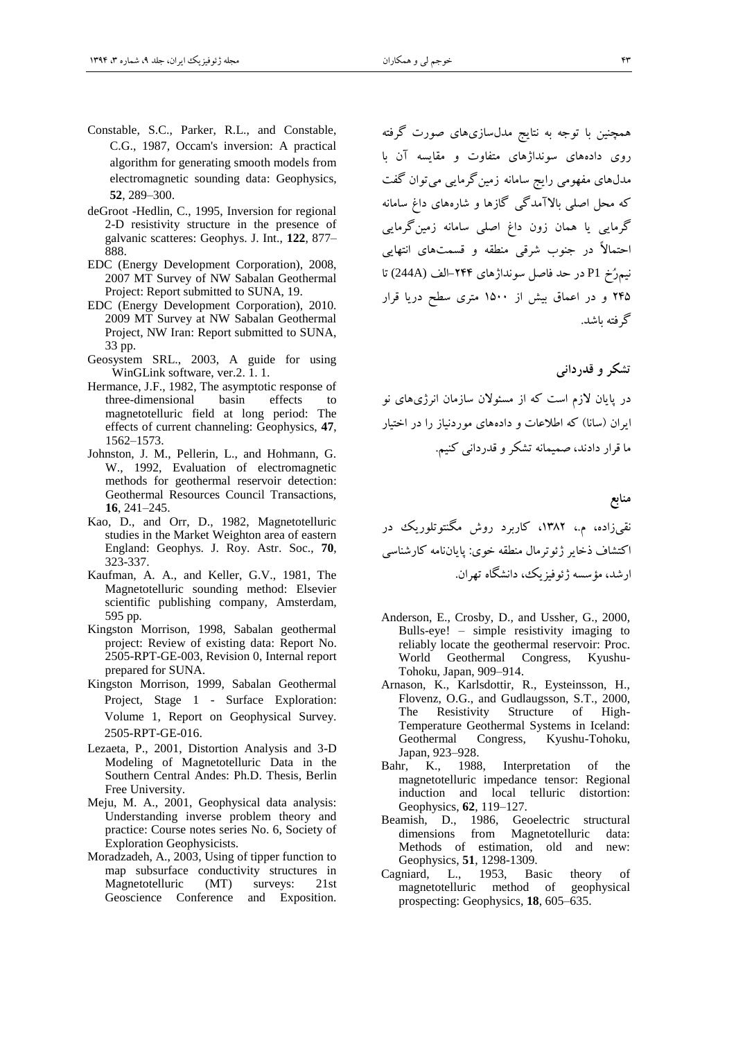همچنین با توجه به نتایج مدل‌سازی‌های صورت گرفته روی داده‌های سونداژهای متفاوت و مقایسه آن با مدل‌های مفهومی رایج سامانه زمین‌گرمایی می‌توان گفت که محل اصلی بالاآمدگی گازها و شاره‌های داغ سامانه گرمایی یا همان زون داغ اصلی سامانه زمین‌گرمایی احتمالاً در جنوب شرقی منطقه و قسمت‌های انتهایی نیم‌رُخ P1 در حد فاصل سونداژهای ۲۴۴-الف (244A) تا ۲۴۵ و در اعماق بیش از ۱۵۰۰ متری سطح دریا قرار گرفته باشد.

## تشکر و قدردانی

در پایان لازم است که از مسئولان سازمان انرژی‌های نو ایران (سانا) که اطلاعات و داده‌های موردنیاز را در اختیار ما قرار دادند، صمیمانه تشکر و قدردانی کنیم.

## منابع

نقی‌زاده، م.، ۱۳۸۲، کاربرد روش مگنتوتلوریک در اکتشاف ذخایر ژئوترمال منطقه خوی: پایان‌نامه کارشناسی ارشد، مؤسسه ژئوفیزیک، دانشگاه تهران.

Anderson, E., Crosby, D., and Ussher, G., 2000, Bulls-eye! – simple resistivity imaging to reliably locate the geothermal reservoir: Proc. World Geothermal Congress, Kyushu-Tohoku, Japan, 909–914.

Arnason, K., Karlsdottir, R., Eysteinsson, H., Flovenz, O.G., and Gudlaugsson, S.T., 2000, The Resistivity Structure of High-Temperature Geothermal Systems in Iceland: Geothermal Congress, Kyushu-Tohoku, Japan, 923–928.

Bahr, K., 1988, Interpretation of the magnetotelluric impedance tensor: Regional induction and local telluric distortion: Geophysics, **62**, 119–127.

Beamish, D., 1986, Geoelectric structural dimensions from Magnetotelluric data: Methods of estimation, old and new: Geophysics, **51**, 1298-1309.

Cagniard, L., 1953, Basic theory of magnetotelluric method of geophysical prospecting: Geophysics, **18**, 605–635.

Constable, S.C., Parker, R.L., and Constable, C.G., 1987, Occam's inversion: A practical algorithm for generating smooth models from electromagnetic sounding data: Geophysics, **52**, 289–300.

deGroot -Hedlin, C., 1995, Inversion for regional 2-D resistivity structure in the presence of galvanic scatteres: Geophys. J. Int., **122**, 877–888.

EDC (Energy Development Corporation), 2008, 2007 MT Survey of NW Sabalan Geothermal Project: Report submitted to SUNA, 19.

EDC (Energy Development Corporation), 2010. 2009 MT Survey at NW Sabalan Geothermal Project, NW Iran: Report submitted to SUNA, 33 pp.

Geosystem SRL., 2003, A guide for using WinGLink software, ver.2. 1. 1.

Hermance, J.F., 1982, The asymptotic response of three-dimensional basin effects to magnetotelluric field at long period: The effects of current channeling: Geophysics, **47**, 1562–1573.

Johnston, J. M., Pellerin, L., and Hohmann, G. W., 1992, Evaluation of electromagnetic methods for geothermal reservoir detection: Geothermal Resources Council Transactions, **16**, 241–245.

Kao, D., and Orr, D., 1982, Magnetotelluric studies in the Market Weighton area of eastern England: Geophys. J. Roy. Astr. Soc., **70**, 323-337.

Kaufman, A. A., and Keller, G.V., 1981, The Magnetotelluric sounding method: Elsevier scientific publishing company, Amsterdam, 595 pp.

Kingston Morrison, 1998, Sabalan geothermal project: Review of existing data: Report No. 2505-RPT-GE-003, Revision 0, Internal report prepared for SUNA.

Kingston Morrison, 1999, Sabalan Geothermal Project, Stage 1 - Surface Exploration: Volume 1, Report on Geophysical Survey. 2505-RPT-GE-016.

Lezaeta, P., 2001, Distortion Analysis and 3-D Modeling of Magnetotelluric Data in the Southern Central Andes: Ph.D. Thesis, Berlin Free University.

Meju, M. A., 2001, Geophysical data analysis: Understanding inverse problem theory and practice: Course notes series No. 6, Society of Exploration Geophysicists.

Moradzadeh, A., 2003, Using of tipper function to map subsurface conductivity structures in Magnetotelluric (MT) surveys: 21st Geoscience Conference and Exposition.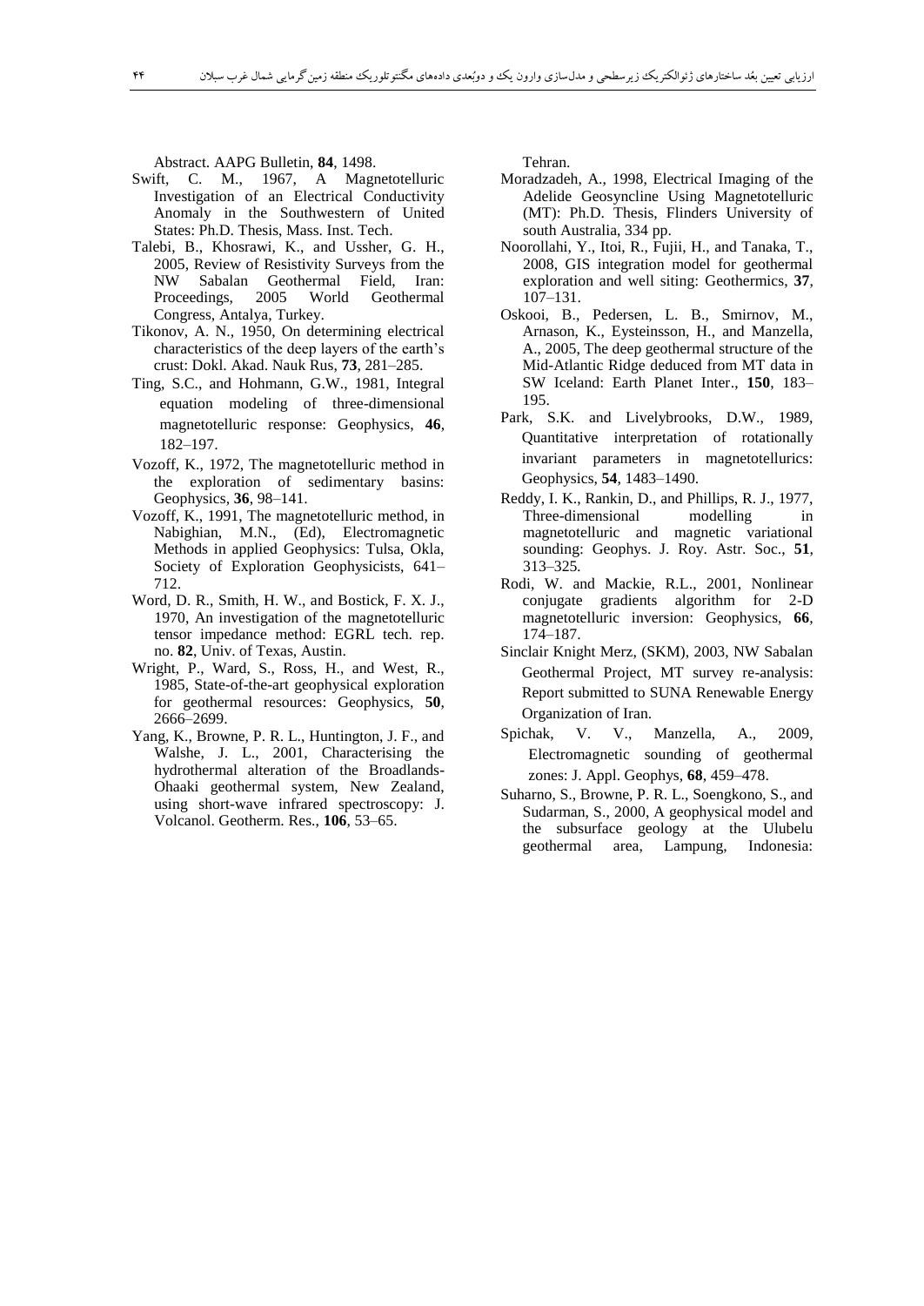Abstract. AAPG Bulletin, **84**, 1498.

Swift, C. M., 1967, A Magnetotelluric Investigation of an Electrical Conductivity Anomaly in the Southwestern of United States: Ph.D. Thesis, Mass. Inst. Tech.

Talebi, B., Khosrawi, K., and Ussher, G. H., 2005, Review of Resistivity Surveys from the NW Sabalan Geothermal Field, Iran: Proceedings, 2005 World Geothermal Congress, Antalya, Turkey.

Tikonov, A. N., 1950, On determining electrical characteristics of the deep layers of the earth's crust: Dokl. Akad. Nauk Rus, **73**, 281–285.

Ting, S.C., and Hohmann, G.W., 1981, Integral equation modeling of three-dimensional magnetotelluric response: Geophysics, **46**, 182–197.

Vozoff, K., 1972, The magnetotelluric method in the exploration of sedimentary basins: Geophysics, **36**, 98–141.

Vozoff, K., 1991, The magnetotelluric method, in Nabighian, M.N., (Ed), Electromagnetic Methods in applied Geophysics: Tulsa, Okla, Society of Exploration Geophysicists, 641–712.

Word, D. R., Smith, H. W., and Bostick, F. X. J., 1970, An investigation of the magnetotelluric tensor impedance method: EGRL tech. rep. no. **82**, Univ. of Texas, Austin.

Wright, P., Ward, S., Ross, H., and West, R., 1985, State-of-the-art geophysical exploration for geothermal resources: Geophysics, **50**, 2666–2699.

Yang, K., Browne, P. R. L., Huntington, J. F., and Walshe, J. L., 2001, Characterising the hydrothermal alteration of the Broadlands-Ohaaki geothermal system, New Zealand, using short-wave infrared spectroscopy: J. Volcanol. Geotherm. Res., **106**, 53–65.

Tehran.

Moradzadeh, A., 1998, Electrical Imaging of the Adelide Geosyncline Using Magnetotelluric (MT): Ph.D. Thesis, Flinders University of south Australia, 334 pp.

Noorollahi, Y., Itoi, R., Fujii, H., and Tanaka, T., 2008, GIS integration model for geothermal exploration and well siting: Geothermics, **37**, 107–131.

Oskooi, B., Pedersen, L. B., Smirnov, M., Arnason, K., Eysteinsson, H., and Manzella, A., 2005, The deep geothermal structure of the Mid-Atlantic Ridge deduced from MT data in SW Iceland: Earth Planet Inter., **150**, 183–195.

Park, S.K. and Livelybrooks, D.W., 1989, Quantitative interpretation of rotationally invariant parameters in magnetotellurics: Geophysics, **54**, 1483–1490.

Reddy, I. K., Rankin, D., and Phillips, R. J., 1977, Three-dimensional modelling in magnetotelluric and magnetic variational sounding: Geophys. J. Roy. Astr. Soc., **51**, 313–325.

Rodi, W. and Mackie, R.L., 2001, Nonlinear conjugate gradients algorithm for 2-D magnetotelluric inversion: Geophysics, **66**, 174–187.

Sinclair Knight Merz, (SKM), 2003, NW Sabalan Geothermal Project, MT survey re-analysis: Report submitted to SUNA Renewable Energy Organization of Iran.

Spichak, V. V., Manzella, A., 2009, Electromagnetic sounding of geothermal zones: J. Appl. Geophys, **68**, 459–478.

Suharno, S., Browne, P. R. L., Soengkono, S., and Sudarman, S., 2000, A geophysical model and the subsurface geology at the Ulubelu geothermal area, Lampung, Indonesia: